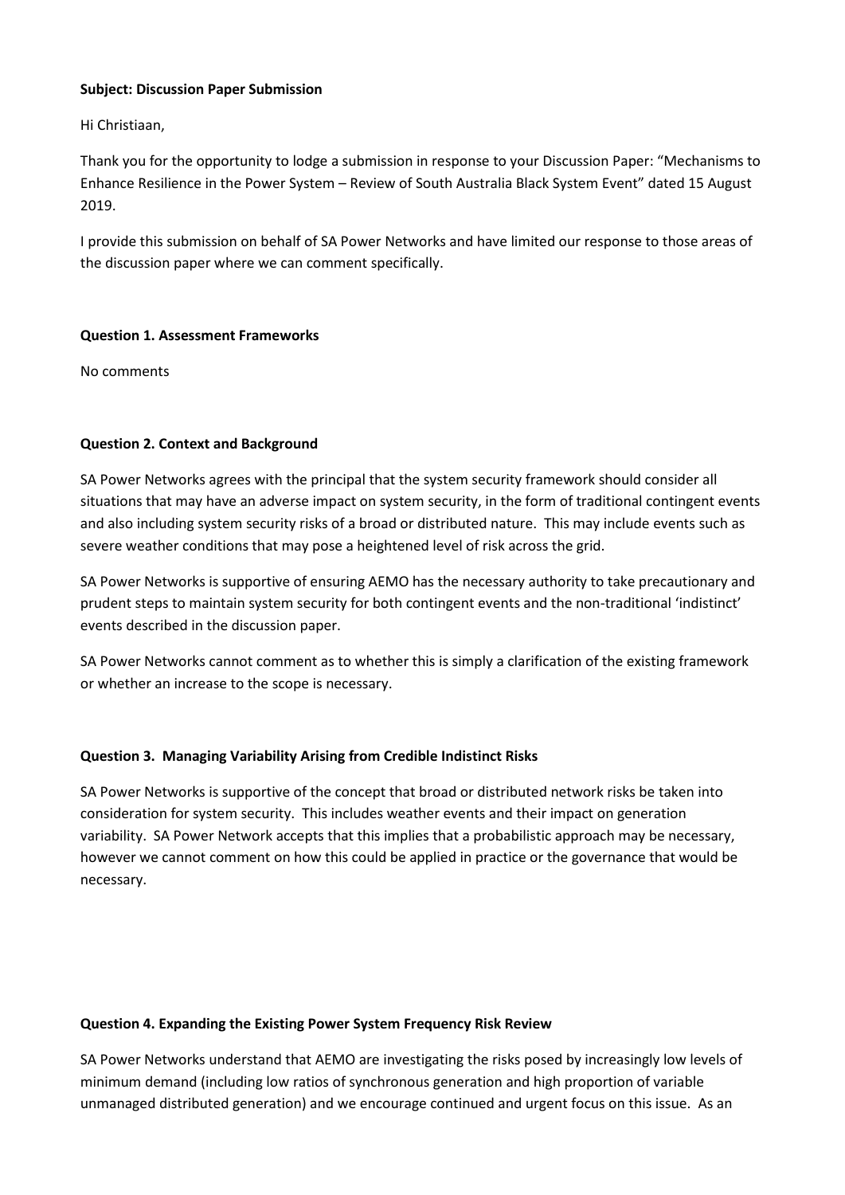**Subject: Discussion Paper Submission**

Hi Christiaan,

Thank you for the opportunity to lodge a submission in response to your Discussion Paper: "Mechanisms to Enhance Resilience in the Power System – Review of South Australia Black System Event" dated 15 August 2019.

I provide this submission on behalf of SA Power Networks and have limited our response to those areas of the discussion paper where we can comment specifically.

**Question 1. Assessment Frameworks**

No comments

**Question 2. Context and Background**

SA Power Networks agrees with the principal that the system security framework should consider all situations that may have an adverse impact on system security, in the form of traditional contingent events and also including system security risks of a broad or distributed nature. This may include events such as severe weather conditions that may pose a heightened level of risk across the grid.

SA Power Networks is supportive of ensuring AEMO has the necessary authority to take precautionary and prudent steps to maintain system security for both contingent events and the non-traditional 'indistinct' events described in the discussion paper.

SA Power Networks cannot comment as to whether this is simply a clarification of the existing framework or whether an increase to the scope is necessary.

**Question 3. Managing Variability Arising from Credible Indistinct Risks**

SA Power Networks is supportive of the concept that broad or distributed network risks be taken into consideration for system security. This includes weather events and their impact on generation variability. SA Power Network accepts that this implies that a probabilistic approach may be necessary, however we cannot comment on how this could be applied in practice or the governance that would be necessary.

**Question 4. Expanding the Existing Power System Frequency Risk Review**

SA Power Networks understand that AEMO are investigating the risks posed by increasingly low levels of minimum demand (including low ratios of synchronous generation and high proportion of variable unmanaged distributed generation) and we encourage continued and urgent focus on this issue. As an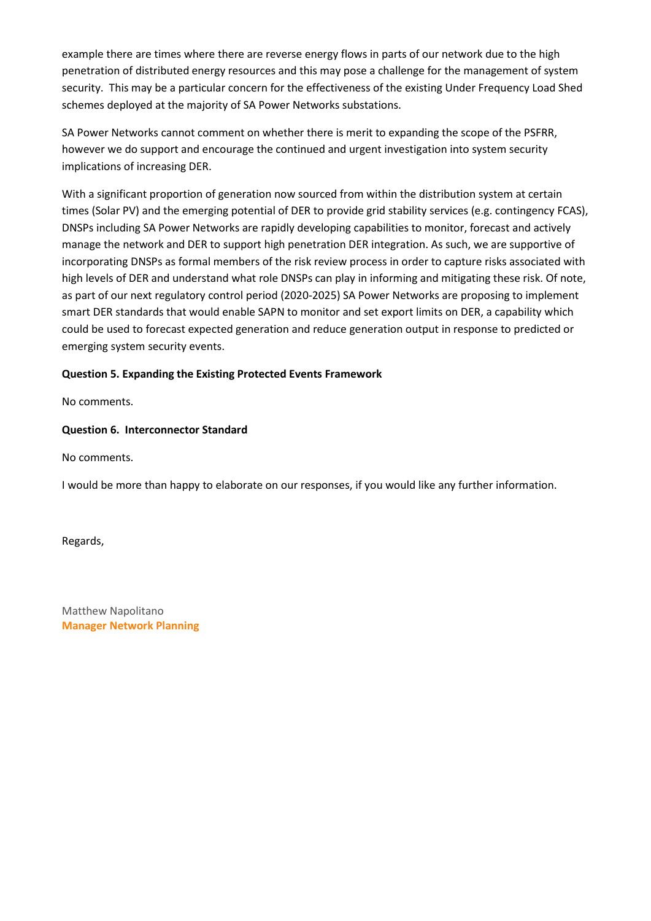example there are times where there are reverse energy flows in parts of our network due to the high penetration of distributed energy resources and this may pose a challenge for the management of system security. This may be a particular concern for the effectiveness of the existing Under Frequency Load Shed schemes deployed at the majority of SA Power Networks substations.

SA Power Networks cannot comment on whether there is merit to expanding the scope of the PSFRR, however we do support and encourage the continued and urgent investigation into system security implications of increasing DER.

With a significant proportion of generation now sourced from within the distribution system at certain times (Solar PV) and the emerging potential of DER to provide grid stability services (e.g. contingency FCAS), DNSPs including SA Power Networks are rapidly developing capabilities to monitor, forecast and actively manage the network and DER to support high penetration DER integration. As such, we are supportive of incorporating DNSPs as formal members of the risk review process in order to capture risks associated with high levels of DER and understand what role DNSPs can play in informing and mitigating these risk. Of note, as part of our next regulatory control period (2020-2025) SA Power Networks are proposing to implement smart DER standards that would enable SAPN to monitor and set export limits on DER, a capability which could be used to forecast expected generation and reduce generation output in response to predicted or emerging system security events.

**Question 5. Expanding the Existing Protected Events Framework**

No comments.

**Question 6. Interconnector Standard**

No comments.

I would be more than happy to elaborate on our responses, if you would like any further information.

Regards,

Matthew Napolitano
**Manager Network Planning**